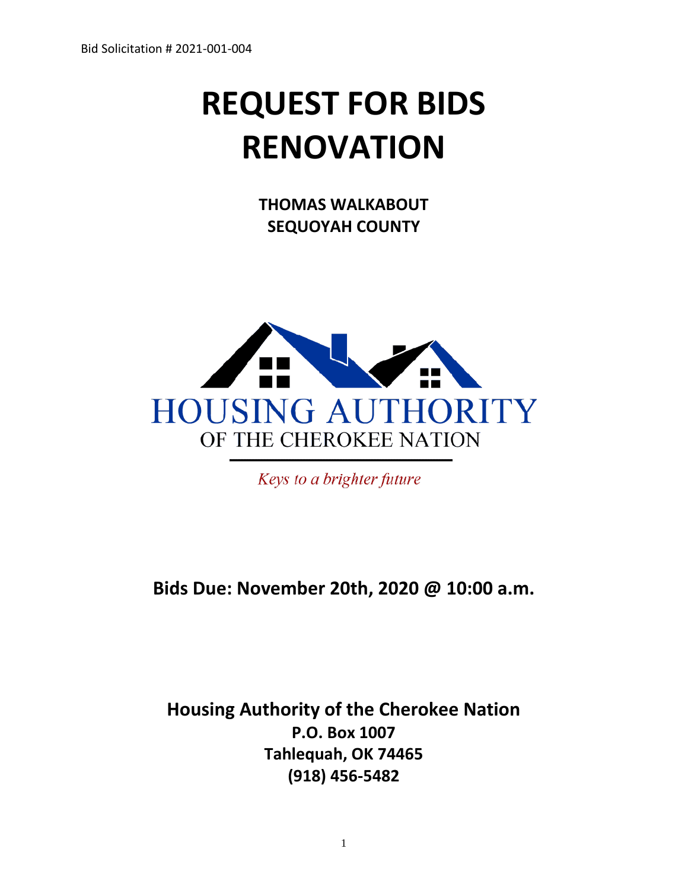Bid Solicitation # 2021-001-004

# REQUEST FOR BIDS
# RENOVATION

**THOMAS WALKABOUT**
**SEQUOYAH COUNTY**

HOUSING AUTHORITY
OF THE CHEROKEE NATION

*Keys to a brighter future*

## Bids Due: November 20th, 2020 @ 10:00 a.m.

**Housing Authority of the Cherokee Nation**
**P.O. Box 1007**
**Tahlequah, OK 74465**
**(918) 456-5482**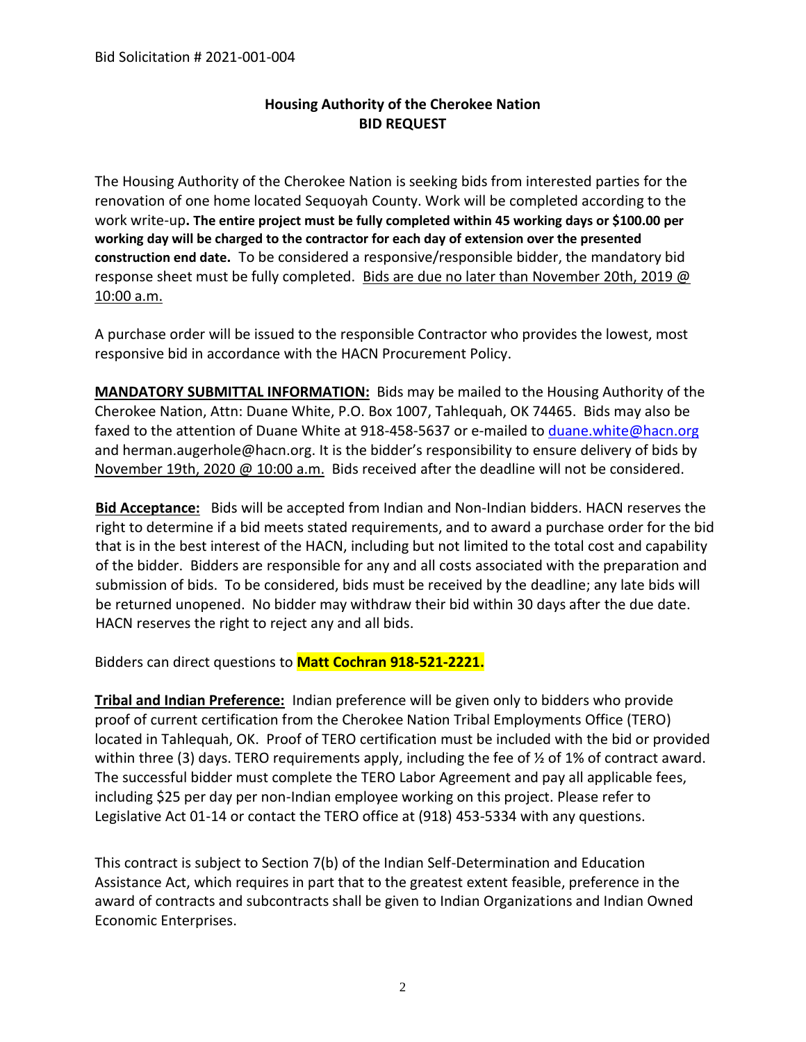Bid Solicitation # 2021-001-004

## Housing Authority of the Cherokee Nation
## BID REQUEST

The Housing Authority of the Cherokee Nation is seeking bids from interested parties for the renovation of one home located Sequoyah County. Work will be completed according to the work write-up**. The entire project must be fully completed within 45 working days or $100.00 per working day will be charged to the contractor for each day of extension over the presented construction end date.** To be considered a responsive/responsible bidder, the mandatory bid response sheet must be fully completed. Bids are due no later than November 20th, 2019 @ 10:00 a.m.

A purchase order will be issued to the responsible Contractor who provides the lowest, most responsive bid in accordance with the HACN Procurement Policy.

**MANDATORY SUBMITTAL INFORMATION:** Bids may be mailed to the Housing Authority of the Cherokee Nation, Attn: Duane White, P.O. Box 1007, Tahlequah, OK 74465. Bids may also be faxed to the attention of Duane White at 918-458-5637 or e-mailed to duane.white@hacn.org and herman.augerhole@hacn.org. It is the bidder's responsibility to ensure delivery of bids by November 19th, 2020 @ 10:00 a.m. Bids received after the deadline will not be considered.

**Bid Acceptance:** Bids will be accepted from Indian and Non-Indian bidders. HACN reserves the right to determine if a bid meets stated requirements, and to award a purchase order for the bid that is in the best interest of the HACN, including but not limited to the total cost and capability of the bidder. Bidders are responsible for any and all costs associated with the preparation and submission of bids. To be considered, bids must be received by the deadline; any late bids will be returned unopened. No bidder may withdraw their bid within 30 days after the due date. HACN reserves the right to reject any and all bids.

Bidders can direct questions to **Matt Cochran 918-521-2221.**

**Tribal and Indian Preference:** Indian preference will be given only to bidders who provide proof of current certification from the Cherokee Nation Tribal Employments Office (TERO) located in Tahlequah, OK. Proof of TERO certification must be included with the bid or provided within three (3) days. TERO requirements apply, including the fee of ½ of 1% of contract award. The successful bidder must complete the TERO Labor Agreement and pay all applicable fees, including $25 per day per non-Indian employee working on this project. Please refer to Legislative Act 01-14 or contact the TERO office at (918) 453-5334 with any questions.

This contract is subject to Section 7(b) of the Indian Self-Determination and Education Assistance Act, which requires in part that to the greatest extent feasible, preference in the award of contracts and subcontracts shall be given to Indian Organizations and Indian Owned Economic Enterprises.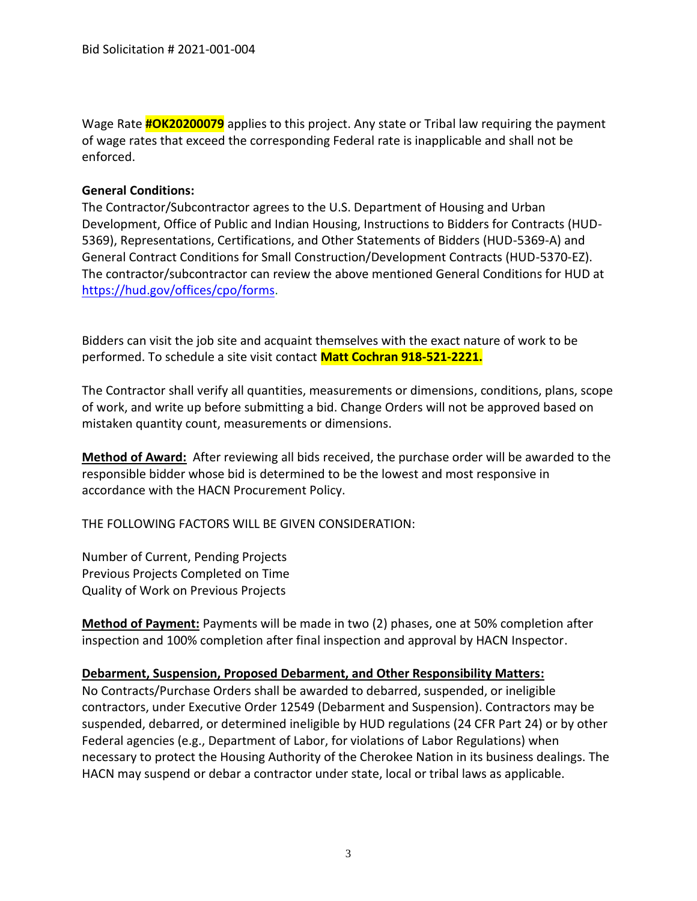Wage Rate **#OK20200079** applies to this project. Any state or Tribal law requiring the payment of wage rates that exceed the corresponding Federal rate is inapplicable and shall not be enforced.

**General Conditions:**
The Contractor/Subcontractor agrees to the U.S. Department of Housing and Urban Development, Office of Public and Indian Housing, Instructions to Bidders for Contracts (HUD-5369), Representations, Certifications, and Other Statements of Bidders (HUD-5369-A) and General Contract Conditions for Small Construction/Development Contracts (HUD-5370-EZ). The contractor/subcontractor can review the above mentioned General Conditions for HUD at https://hud.gov/offices/cpo/forms.

Bidders can visit the job site and acquaint themselves with the exact nature of work to be performed. To schedule a site visit contact **Matt Cochran 918-521-2221.**

The Contractor shall verify all quantities, measurements or dimensions, conditions, plans, scope of work, and write up before submitting a bid. Change Orders will not be approved based on mistaken quantity count, measurements or dimensions.

**Method of Award:** After reviewing all bids received, the purchase order will be awarded to the responsible bidder whose bid is determined to be the lowest and most responsive in accordance with the HACN Procurement Policy.

THE FOLLOWING FACTORS WILL BE GIVEN CONSIDERATION:

Number of Current, Pending Projects
Previous Projects Completed on Time
Quality of Work on Previous Projects

**Method of Payment:** Payments will be made in two (2) phases, one at 50% completion after inspection and 100% completion after final inspection and approval by HACN Inspector.

**Debarment, Suspension, Proposed Debarment, and Other Responsibility Matters:**
No Contracts/Purchase Orders shall be awarded to debarred, suspended, or ineligible contractors, under Executive Order 12549 (Debarment and Suspension). Contractors may be suspended, debarred, or determined ineligible by HUD regulations (24 CFR Part 24) or by other Federal agencies (e.g., Department of Labor, for violations of Labor Regulations) when necessary to protect the Housing Authority of the Cherokee Nation in its business dealings. The HACN may suspend or debar a contractor under state, local or tribal laws as applicable.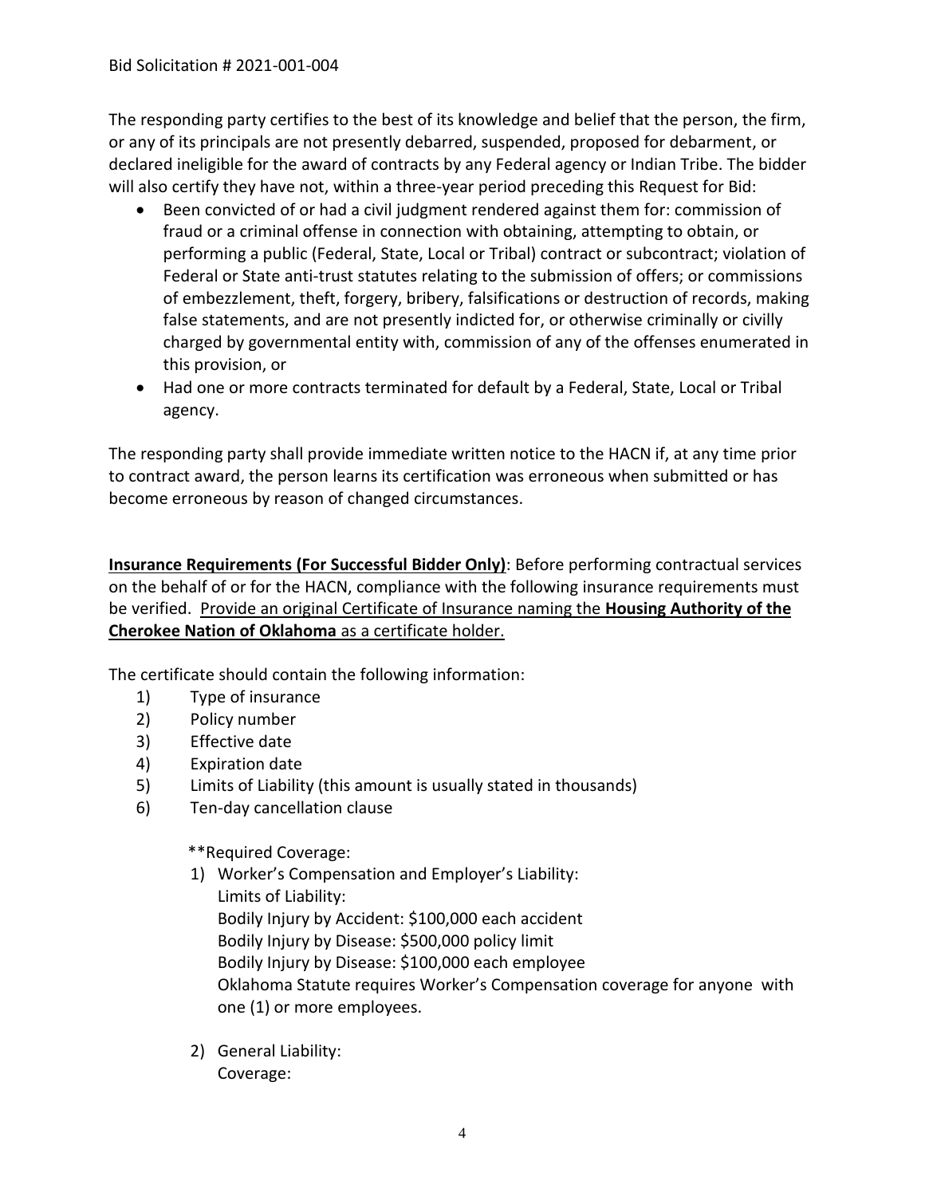The responding party certifies to the best of its knowledge and belief that the person, the firm, or any of its principals are not presently debarred, suspended, proposed for debarment, or declared ineligible for the award of contracts by any Federal agency or Indian Tribe. The bidder will also certify they have not, within a three-year period preceding this Request for Bid:

- Been convicted of or had a civil judgment rendered against them for: commission of fraud or a criminal offense in connection with obtaining, attempting to obtain, or performing a public (Federal, State, Local or Tribal) contract or subcontract; violation of Federal or State anti-trust statutes relating to the submission of offers; or commissions of embezzlement, theft, forgery, bribery, falsifications or destruction of records, making false statements, and are not presently indicted for, or otherwise criminally or civilly charged by governmental entity with, commission of any of the offenses enumerated in this provision, or
- Had one or more contracts terminated for default by a Federal, State, Local or Tribal agency.

The responding party shall provide immediate written notice to the HACN if, at any time prior to contract award, the person learns its certification was erroneous when submitted or has become erroneous by reason of changed circumstances.

**Insurance Requirements (For Successful Bidder Only)**: Before performing contractual services on the behalf of or for the HACN, compliance with the following insurance requirements must be verified. Provide an original Certificate of Insurance naming the **Housing Authority of the Cherokee Nation of Oklahoma** as a certificate holder.

The certificate should contain the following information:

1) Type of insurance
2) Policy number
3) Effective date
4) Expiration date
5) Limits of Liability (this amount is usually stated in thousands)
6) Ten-day cancellation clause

**Required Coverage:

1) Worker's Compensation and Employer's Liability:
   Limits of Liability:
   Bodily Injury by Accident: $100,000 each accident
   Bodily Injury by Disease: $500,000 policy limit
   Bodily Injury by Disease: $100,000 each employee
   Oklahoma Statute requires Worker's Compensation coverage for anyone with one (1) or more employees.

2) General Liability:
   Coverage: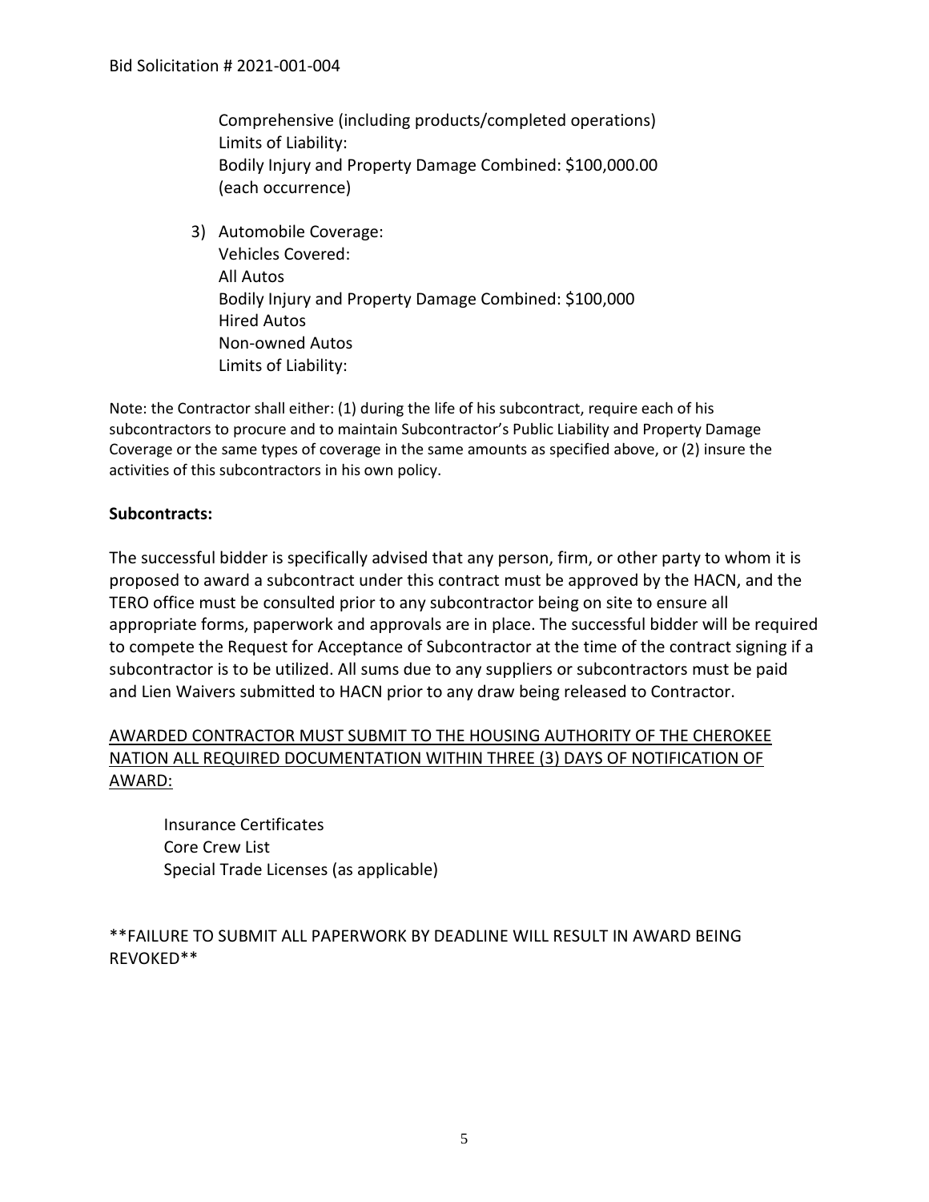Comprehensive (including products/completed operations)
Limits of Liability:
Bodily Injury and Property Damage Combined: $100,000.00 (each occurrence)

3) Automobile Coverage:
   Vehicles Covered:
   All Autos
   Bodily Injury and Property Damage Combined: $100,000
   Hired Autos
   Non-owned Autos
   Limits of Liability:

Note: the Contractor shall either: (1) during the life of his subcontract, require each of his subcontractors to procure and to maintain Subcontractor's Public Liability and Property Damage Coverage or the same types of coverage in the same amounts as specified above, or (2) insure the activities of this subcontractors in his own policy.

**Subcontracts:**

The successful bidder is specifically advised that any person, firm, or other party to whom it is proposed to award a subcontract under this contract must be approved by the HACN, and the TERO office must be consulted prior to any subcontractor being on site to ensure all appropriate forms, paperwork and approvals are in place. The successful bidder will be required to compete the Request for Acceptance of Subcontractor at the time of the contract signing if a subcontractor is to be utilized. All sums due to any suppliers or subcontractors must be paid and Lien Waivers submitted to HACN prior to any draw being released to Contractor.

<u>AWARDED CONTRACTOR MUST SUBMIT TO THE HOUSING AUTHORITY OF THE CHEROKEE NATION ALL REQUIRED DOCUMENTATION WITHIN THREE (3) DAYS OF NOTIFICATION OF AWARD:</u>

Insurance Certificates
Core Crew List
Special Trade Licenses (as applicable)

**FAILURE TO SUBMIT ALL PAPERWORK BY DEADLINE WILL RESULT IN AWARD BEING REVOKED**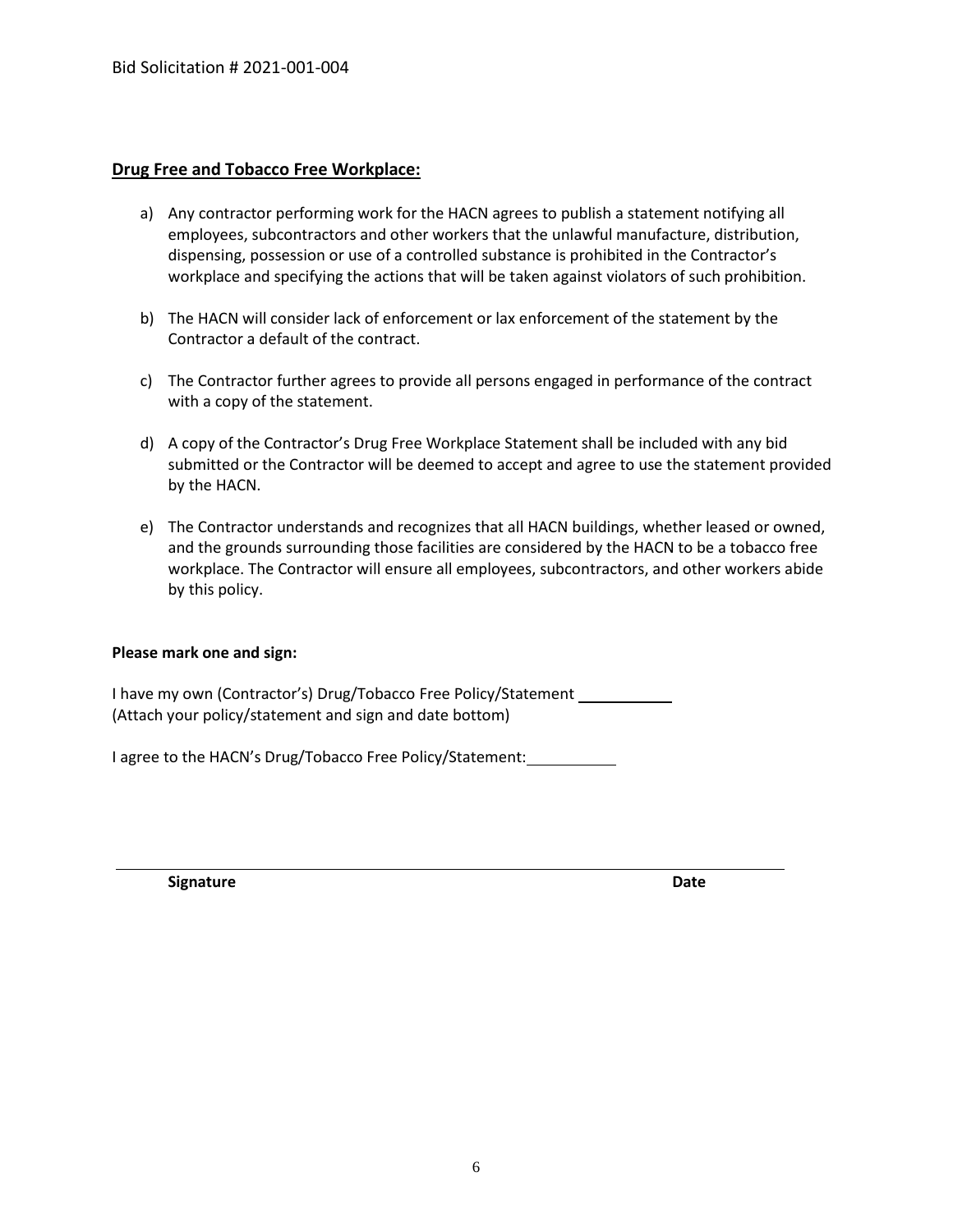## Drug Free and Tobacco Free Workplace:

a) Any contractor performing work for the HACN agrees to publish a statement notifying all employees, subcontractors and other workers that the unlawful manufacture, distribution, dispensing, possession or use of a controlled substance is prohibited in the Contractor's workplace and specifying the actions that will be taken against violators of such prohibition.

b) The HACN will consider lack of enforcement or lax enforcement of the statement by the Contractor a default of the contract.

c) The Contractor further agrees to provide all persons engaged in performance of the contract with a copy of the statement.

d) A copy of the Contractor's Drug Free Workplace Statement shall be included with any bid submitted or the Contractor will be deemed to accept and agree to use the statement provided by the HACN.

e) The Contractor understands and recognizes that all HACN buildings, whether leased or owned, and the grounds surrounding those facilities are considered by the HACN to be a tobacco free workplace. The Contractor will ensure all employees, subcontractors, and other workers abide by this policy.

**Please mark one and sign:**

I have my own (Contractor's) Drug/Tobacco Free Policy/Statement \_\_\_\_\_\_\_\_\_\_
(Attach your policy/statement and sign and date bottom)

I agree to the HACN's Drug/Tobacco Free Policy/Statement: \_\_\_\_\_\_\_\_\_\_

\_\_\_\_\_\_\_\_\_\_\_\_\_\_\_\_\_\_\_\_\_\_\_\_\_\_\_\_\_\_\_\_\_\_\_\_\_\_\_\_\_\_\_\_\_\_\_\_\_\_\_\_\_\_\_\_

**Signature** **Date**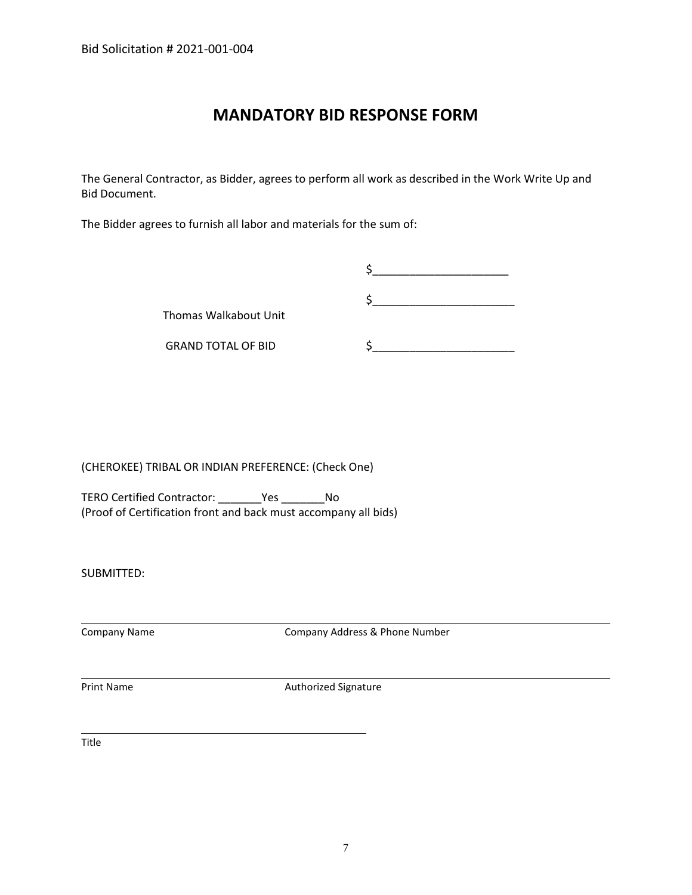Bid Solicitation # 2021-001-004

# MANDATORY BID RESPONSE FORM

The General Contractor, as Bidder, agrees to perform all work as described in the Work Write Up and Bid Document.

The Bidder agrees to furnish all labor and materials for the sum of:

| | |
|---|---|
| | $______________________ |
| Thomas Walkabout Unit | $______________________ |
| GRAND TOTAL OF BID | $______________________ |

(CHEROKEE) TRIBAL OR INDIAN PREFERENCE: (Check One)

TERO Certified Contractor: _______Yes _______No
(Proof of Certification front and back must accompany all bids)

SUBMITTED:

______________________________________________________________________

Company Name | Company Address & Phone Number

______________________________________________________________________

Print Name | Authorized Signature

____________________________________

Title